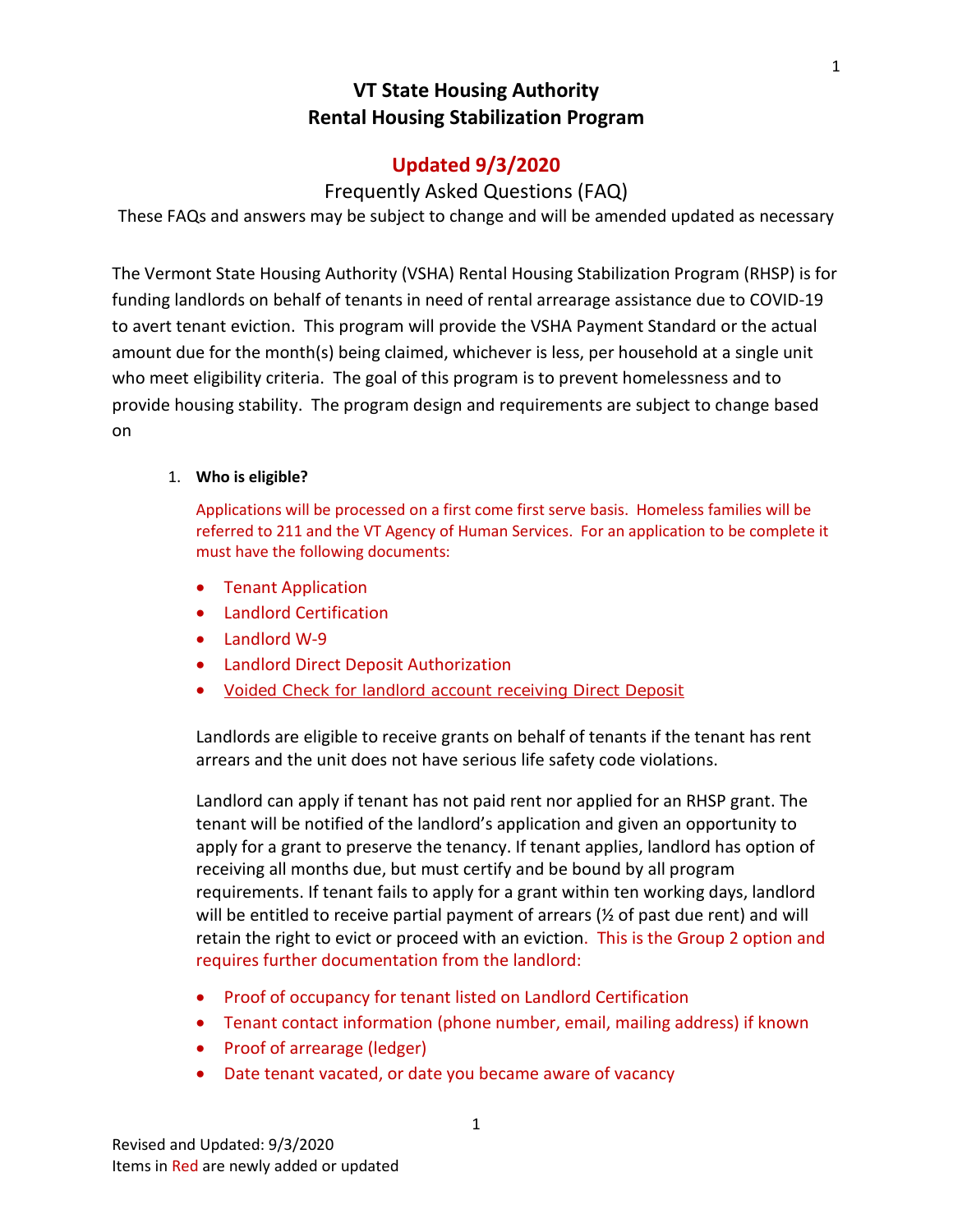# VT State Housing Authority
# Rental Housing Stabilization Program

## Updated 9/3/2020

### Frequently Asked Questions (FAQ)

These FAQs and answers may be subject to change and will be amended updated as necessary

The Vermont State Housing Authority (VSHA) Rental Housing Stabilization Program (RHSP) is for funding landlords on behalf of tenants in need of rental arrearage assistance due to COVID-19 to avert tenant eviction. This program will provide the VSHA Payment Standard or the actual amount due for the month(s) being claimed, whichever is less, per household at a single unit who meet eligibility criteria. The goal of this program is to prevent homelessness and to provide housing stability. The program design and requirements are subject to change based on

1. **Who is eligible?**

   Applications will be processed on a first come first serve basis. Homeless families will be referred to 211 and the VT Agency of Human Services. For an application to be complete it must have the following documents:

   - Tenant Application
   - Landlord Certification
   - Landlord W-9
   - Landlord Direct Deposit Authorization
   - Voided Check for landlord account receiving Direct Deposit

   Landlords are eligible to receive grants on behalf of tenants if the tenant has rent arrears and the unit does not have serious life safety code violations.

   Landlord can apply if tenant has not paid rent nor applied for an RHSP grant. The tenant will be notified of the landlord's application and given an opportunity to apply for a grant to preserve the tenancy. If tenant applies, landlord has option of receiving all months due, but must certify and be bound by all program requirements. If tenant fails to apply for a grant within ten working days, landlord will be entitled to receive partial payment of arrears (½ of past due rent) and will retain the right to evict or proceed with an eviction. This is the Group 2 option and requires further documentation from the landlord:

   - Proof of occupancy for tenant listed on Landlord Certification
   - Tenant contact information (phone number, email, mailing address) if known
   - Proof of arrearage (ledger)
   - Date tenant vacated, or date you became aware of vacancy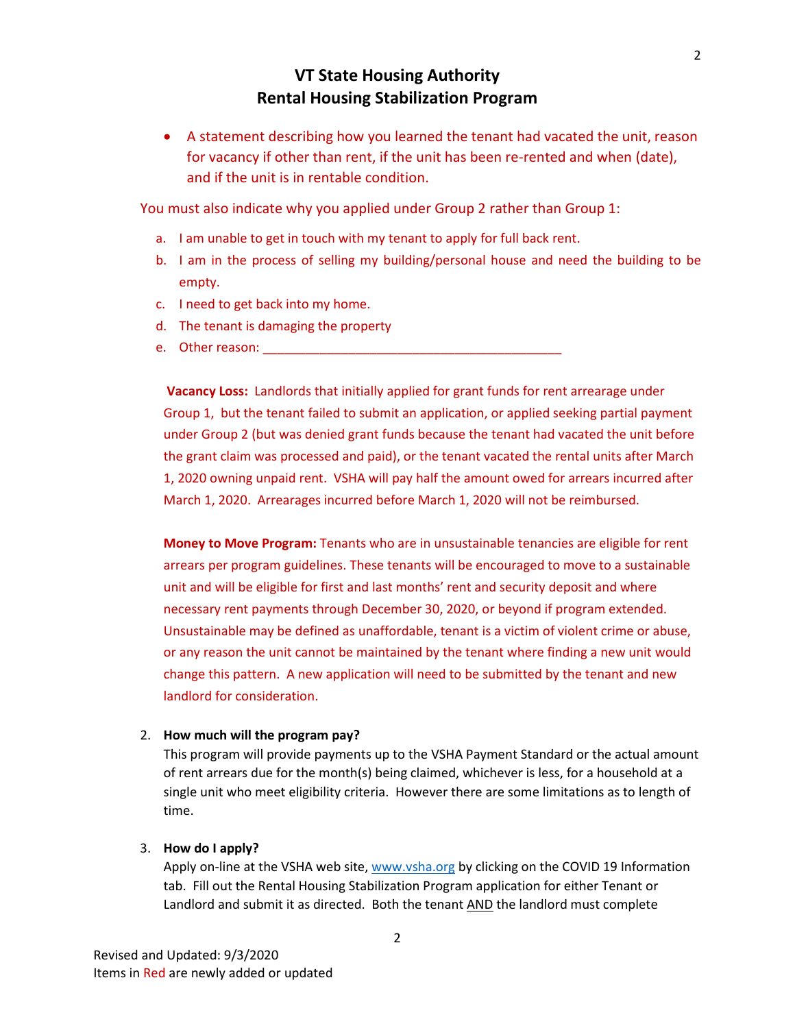# VT State Housing Authority
# Rental Housing Stabilization Program

- A statement describing how you learned the tenant had vacated the unit, reason for vacancy if other than rent, if the unit has been re-rented and when (date), and if the unit is in rentable condition.

You must also indicate why you applied under Group 2 rather than Group 1:

a. I am unable to get in touch with my tenant to apply for full back rent.
b. I am in the process of selling my building/personal house and need the building to be empty.
c. I need to get back into my home.
d. The tenant is damaging the property
e. Other reason: ________________________________________

**Vacancy Loss:** Landlords that initially applied for grant funds for rent arrearage under Group 1, but the tenant failed to submit an application, or applied seeking partial payment under Group 2 (but was denied grant funds because the tenant had vacated the unit before the grant claim was processed and paid), or the tenant vacated the rental units after March 1, 2020 owning unpaid rent. VSHA will pay half the amount owed for arrears incurred after March 1, 2020. Arrearages incurred before March 1, 2020 will not be reimbursed.

**Money to Move Program:** Tenants who are in unsustainable tenancies are eligible for rent arrears per program guidelines. These tenants will be encouraged to move to a sustainable unit and will be eligible for first and last months' rent and security deposit and where necessary rent payments through December 30, 2020, or beyond if program extended. Unsustainable may be defined as unaffordable, tenant is a victim of violent crime or abuse, or any reason the unit cannot be maintained by the tenant where finding a new unit would change this pattern. A new application will need to be submitted by the tenant and new landlord for consideration.

2. **How much will the program pay?**
   This program will provide payments up to the VSHA Payment Standard or the actual amount of rent arrears due for the month(s) being claimed, whichever is less, for a household at a single unit who meet eligibility criteria. However there are some limitations as to length of time.

3. **How do I apply?**
   Apply on-line at the VSHA web site, [www.vsha.org](http://www.vsha.org) by clicking on the COVID 19 Information tab. Fill out the Rental Housing Stabilization Program application for either Tenant or Landlord and submit it as directed. Both the tenant AND the landlord must complete

Revised and Updated: 9/3/2020
Items in Red are newly added or updated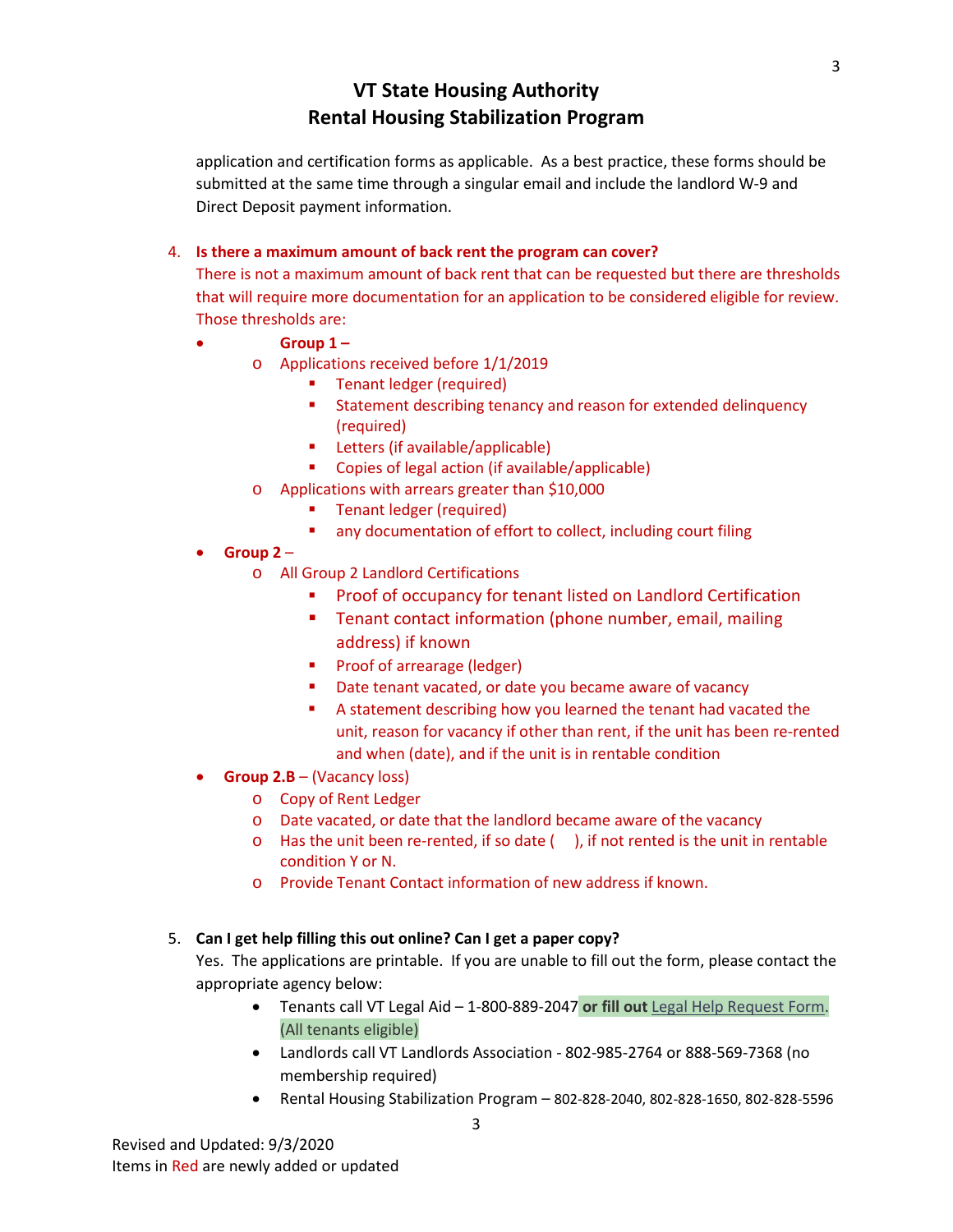# VT State Housing Authority
# Rental Housing Stabilization Program

application and certification forms as applicable. As a best practice, these forms should be submitted at the same time through a singular email and include the landlord W-9 and Direct Deposit payment information.

4. **Is there a maximum amount of back rent the program can cover?**
   There is not a maximum amount of back rent that can be requested but there are thresholds that will require more documentation for an application to be considered eligible for review. Those thresholds are:

   - **Group 1 –**
     - Applications received before 1/1/2019
       - Tenant ledger (required)
       - Statement describing tenancy and reason for extended delinquency (required)
       - Letters (if available/applicable)
       - Copies of legal action (if available/applicable)
     - Applications with arrears greater than $10,000
       - Tenant ledger (required)
       - any documentation of effort to collect, including court filing
   - **Group 2** –
     - All Group 2 Landlord Certifications
       - Proof of occupancy for tenant listed on Landlord Certification
       - Tenant contact information (phone number, email, mailing address) if known
       - Proof of arrearage (ledger)
       - Date tenant vacated, or date you became aware of vacancy
       - A statement describing how you learned the tenant had vacated the unit, reason for vacancy if other than rent, if the unit has been re-rented and when (date), and if the unit is in rentable condition
   - **Group 2.B** – (Vacancy loss)
     - Copy of Rent Ledger
     - Date vacated, or date that the landlord became aware of the vacancy
     - Has the unit been re-rented, if so date (     ), if not rented is the unit in rentable condition Y or N.
     - Provide Tenant Contact information of new address if known.

5. **Can I get help filling this out online? Can I get a paper copy?**
   Yes. The applications are printable. If you are unable to fill out the form, please contact the appropriate agency below:
   - Tenants call VT Legal Aid – 1-800-889-2047 **or fill out** Legal Help Request Form. (All tenants eligible)
   - Landlords call VT Landlords Association - 802-985-2764 or 888-569-7368 (no membership required)
   - Rental Housing Stabilization Program – 802-828-2040, 802-828-1650, 802-828-5596

Revised and Updated: 9/3/2020
Items in Red are newly added or updated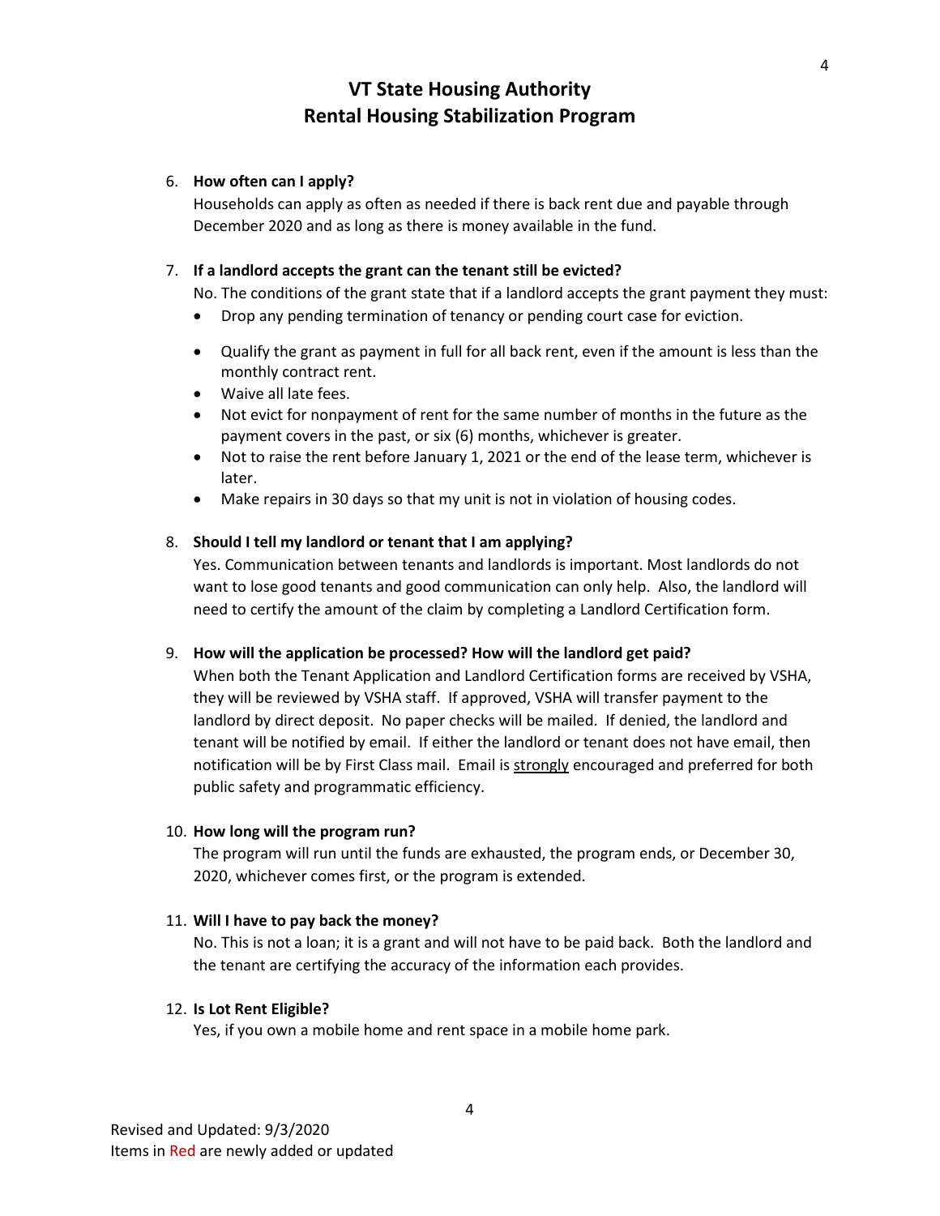# VT State Housing Authority
# Rental Housing Stabilization Program

6. **How often can I apply?**
   Households can apply as often as needed if there is back rent due and payable through December 2020 and as long as there is money available in the fund.

7. **If a landlord accepts the grant can the tenant still be evicted?**
   No. The conditions of the grant state that if a landlord accepts the grant payment they must:
   - Drop any pending termination of tenancy or pending court case for eviction.
   - Qualify the grant as payment in full for all back rent, even if the amount is less than the monthly contract rent.
   - Waive all late fees.
   - Not evict for nonpayment of rent for the same number of months in the future as the payment covers in the past, or six (6) months, whichever is greater.
   - Not to raise the rent before January 1, 2021 or the end of the lease term, whichever is later.
   - Make repairs in 30 days so that my unit is not in violation of housing codes.

8. **Should I tell my landlord or tenant that I am applying?**
   Yes. Communication between tenants and landlords is important. Most landlords do not want to lose good tenants and good communication can only help. Also, the landlord will need to certify the amount of the claim by completing a Landlord Certification form.

9. **How will the application be processed? How will the landlord get paid?**
   When both the Tenant Application and Landlord Certification forms are received by VSHA, they will be reviewed by VSHA staff. If approved, VSHA will transfer payment to the landlord by direct deposit. No paper checks will be mailed. If denied, the landlord and tenant will be notified by email. If either the landlord or tenant does not have email, then notification will be by First Class mail. Email is <u>strongly</u> encouraged and preferred for both public safety and programmatic efficiency.

10. **How long will the program run?**
    The program will run until the funds are exhausted, the program ends, or December 30, 2020, whichever comes first, or the program is extended.

11. **Will I have to pay back the money?**
    No. This is not a loan; it is a grant and will not have to be paid back. Both the landlord and the tenant are certifying the accuracy of the information each provides.

12. **Is Lot Rent Eligible?**
    Yes, if you own a mobile home and rent space in a mobile home park.

Revised and Updated: 9/3/2020
Items in Red are newly added or updated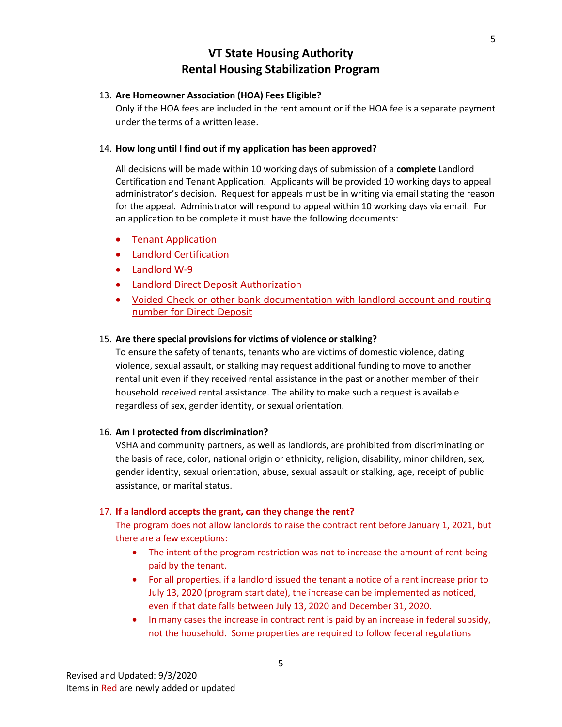13. **Are Homeowner Association (HOA) Fees Eligible?**
   Only if the HOA fees are included in the rent amount or if the HOA fee is a separate payment under the terms of a written lease.

14. **How long until I find out if my application has been approved?**

   All decisions will be made within 10 working days of submission of a **complete** Landlord Certification and Tenant Application. Applicants will be provided 10 working days to appeal administrator's decision. Request for appeals must be in writing via email stating the reason for the appeal. Administrator will respond to appeal within 10 working days via email. For an application to be complete it must have the following documents:

   - Tenant Application
   - Landlord Certification
   - Landlord W-9
   - Landlord Direct Deposit Authorization
   - Voided Check or other bank documentation with landlord account and routing number for Direct Deposit

15. **Are there special provisions for victims of violence or stalking?**
   To ensure the safety of tenants, tenants who are victims of domestic violence, dating violence, sexual assault, or stalking may request additional funding to move to another rental unit even if they received rental assistance in the past or another member of their household received rental assistance. The ability to make such a request is available regardless of sex, gender identity, or sexual orientation.

16. **Am I protected from discrimination?**
   VSHA and community partners, as well as landlords, are prohibited from discriminating on the basis of race, color, national origin or ethnicity, religion, disability, minor children, sex, gender identity, sexual orientation, abuse, sexual assault or stalking, age, receipt of public assistance, or marital status.

17. **If a landlord accepts the grant, can they change the rent?**
   The program does not allow landlords to raise the contract rent before January 1, 2021, but there are a few exceptions:
   - The intent of the program restriction was not to increase the amount of rent being paid by the tenant.
   - For all properties. if a landlord issued the tenant a notice of a rent increase prior to July 13, 2020 (program start date), the increase can be implemented as noticed, even if that date falls between July 13, 2020 and December 31, 2020.
   - In many cases the increase in contract rent is paid by an increase in federal subsidy, not the household. Some properties are required to follow federal regulations

Revised and Updated: 9/3/2020
Items in Red are newly added or updated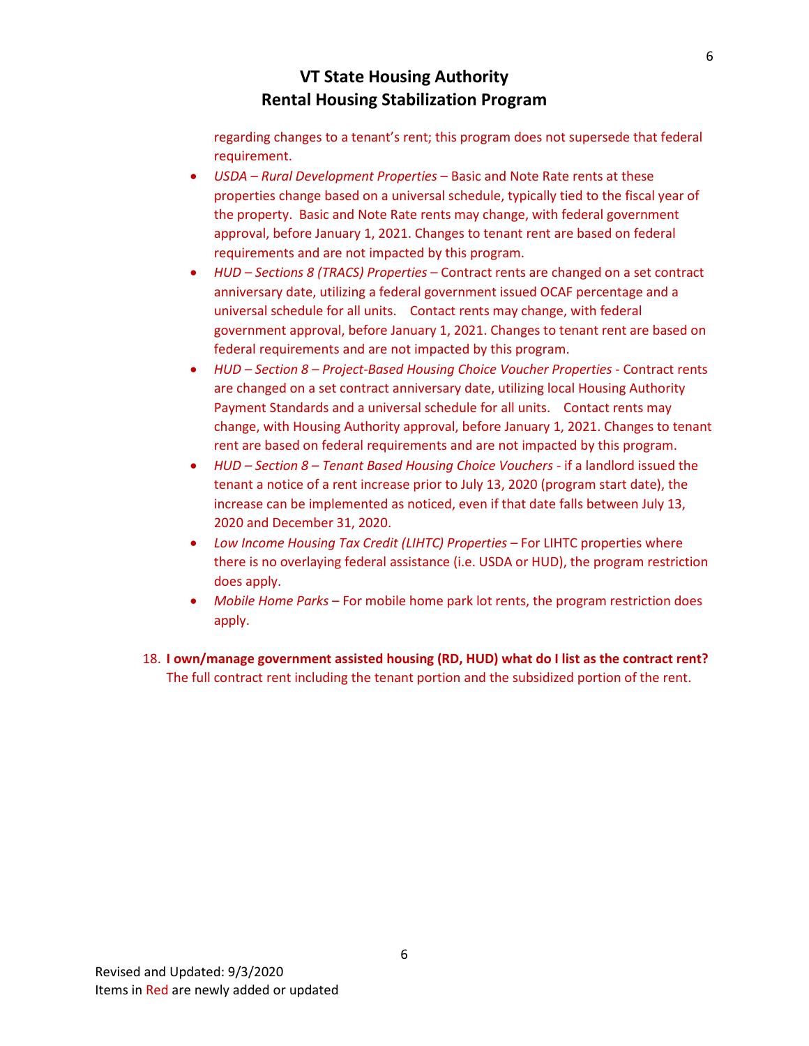regarding changes to a tenant's rent; this program does not supersede that federal requirement.

- *USDA – Rural Development Properties* – Basic and Note Rate rents at these properties change based on a universal schedule, typically tied to the fiscal year of the property. Basic and Note Rate rents may change, with federal government approval, before January 1, 2021. Changes to tenant rent are based on federal requirements and are not impacted by this program.
- *HUD – Sections 8 (TRACS) Properties* – Contract rents are changed on a set contract anniversary date, utilizing a federal government issued OCAF percentage and a universal schedule for all units. Contact rents may change, with federal government approval, before January 1, 2021. Changes to tenant rent are based on federal requirements and are not impacted by this program.
- *HUD – Section 8 – Project-Based Housing Choice Voucher Properties* - Contract rents are changed on a set contract anniversary date, utilizing local Housing Authority Payment Standards and a universal schedule for all units. Contact rents may change, with Housing Authority approval, before January 1, 2021. Changes to tenant rent are based on federal requirements and are not impacted by this program.
- *HUD – Section 8 – Tenant Based Housing Choice Vouchers* - if a landlord issued the tenant a notice of a rent increase prior to July 13, 2020 (program start date), the increase can be implemented as noticed, even if that date falls between July 13, 2020 and December 31, 2020.
- *Low Income Housing Tax Credit (LIHTC) Properties* – For LIHTC properties where there is no overlaying federal assistance (i.e. USDA or HUD), the program restriction does apply.
- *Mobile Home Parks* – For mobile home park lot rents, the program restriction does apply.

18. **I own/manage government assisted housing (RD, HUD) what do I list as the contract rent?** The full contract rent including the tenant portion and the subsidized portion of the rent.

Revised and Updated: 9/3/2020
Items in Red are newly added or updated